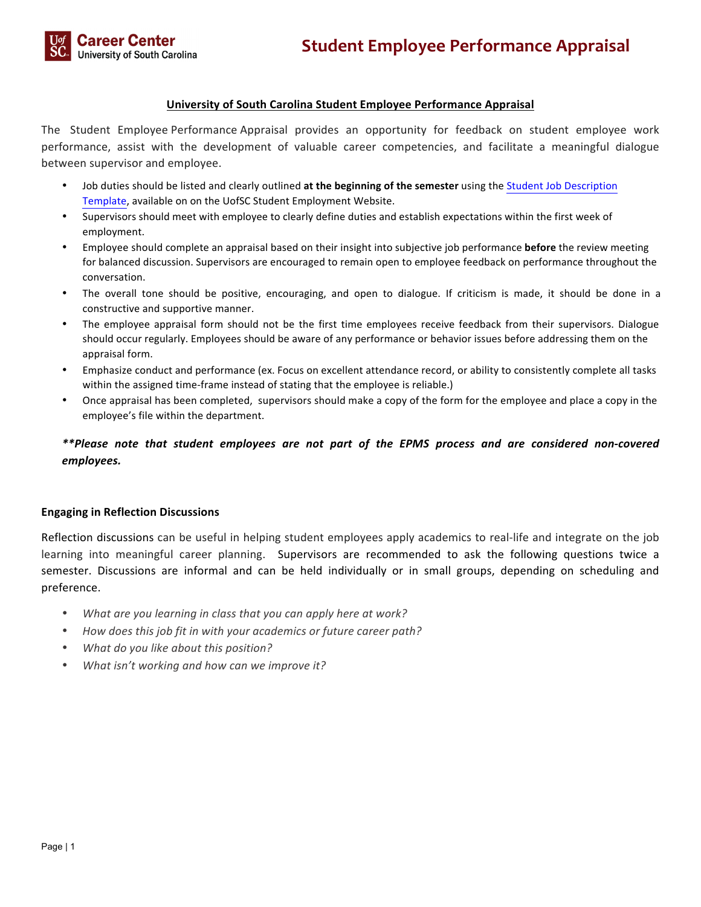# Student Employee Performance Appraisal

## University of South Carolina Student Employee Performance Appraisal

The Student Employee Performance Appraisal provides an opportunity for feedback on student employee work performance, assist with the development of valuable career competencies, and facilitate a meaningful dialogue between supervisor and employee.

- Job duties should be listed and clearly outlined **at the beginning of the semester** using the Student Job Description Template, available on on the UofSC Student Employment Website.
- Supervisors should meet with employee to clearly define duties and establish expectations within the first week of employment.
- Employee should complete an appraisal based on their insight into subjective job performance **before** the review meeting for balanced discussion. Supervisors are encouraged to remain open to employee feedback on performance throughout the conversation.
- The overall tone should be positive, encouraging, and open to dialogue. If criticism is made, it should be done in a constructive and supportive manner.
- The employee appraisal form should not be the first time employees receive feedback from their supervisors. Dialogue should occur regularly. Employees should be aware of any performance or behavior issues before addressing them on the appraisal form.
- Emphasize conduct and performance (ex. Focus on excellent attendance record, or ability to consistently complete all tasks within the assigned time-frame instead of stating that the employee is reliable.)
- Once appraisal has been completed, supervisors should make a copy of the form for the employee and place a copy in the employee's file within the department.

***\*\*Please note that student employees are not part of the EPMS process and are considered non-covered employees.***

### Engaging in Reflection Discussions

Reflection discussions can be useful in helping student employees apply academics to real-life and integrate on the job learning into meaningful career planning. Supervisors are recommended to ask the following questions twice a semester. Discussions are informal and can be held individually or in small groups, depending on scheduling and preference.

- *What are you learning in class that you can apply here at work?*
- *How does this job fit in with your academics or future career path?*
- *What do you like about this position?*
- *What isn't working and how can we improve it?*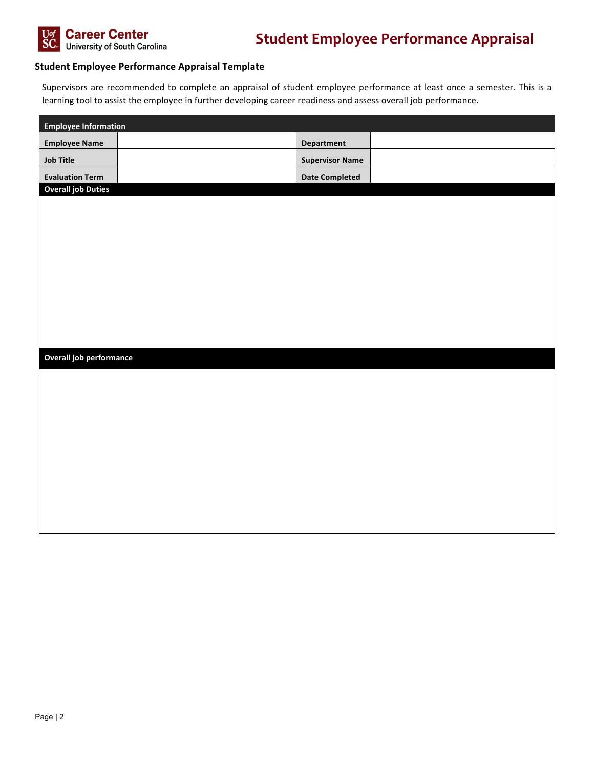# Student Employee Performance Appraisal

### Student Employee Performance Appraisal Template

Supervisors are recommended to complete an appraisal of student employee performance at least once a semester. This is a learning tool to assist the employee in further developing career readiness and assess overall job performance.

| Employee Information | | | |
|---|---|---|---|
| **Employee Name** | | **Department** | |
| **Job Title** | | **Supervisor Name** | |
| **Evaluation Term** | | **Date Completed** | |

| **Overall job Duties** |
|---|
| |

| **Overall job performance** |
|---|
| |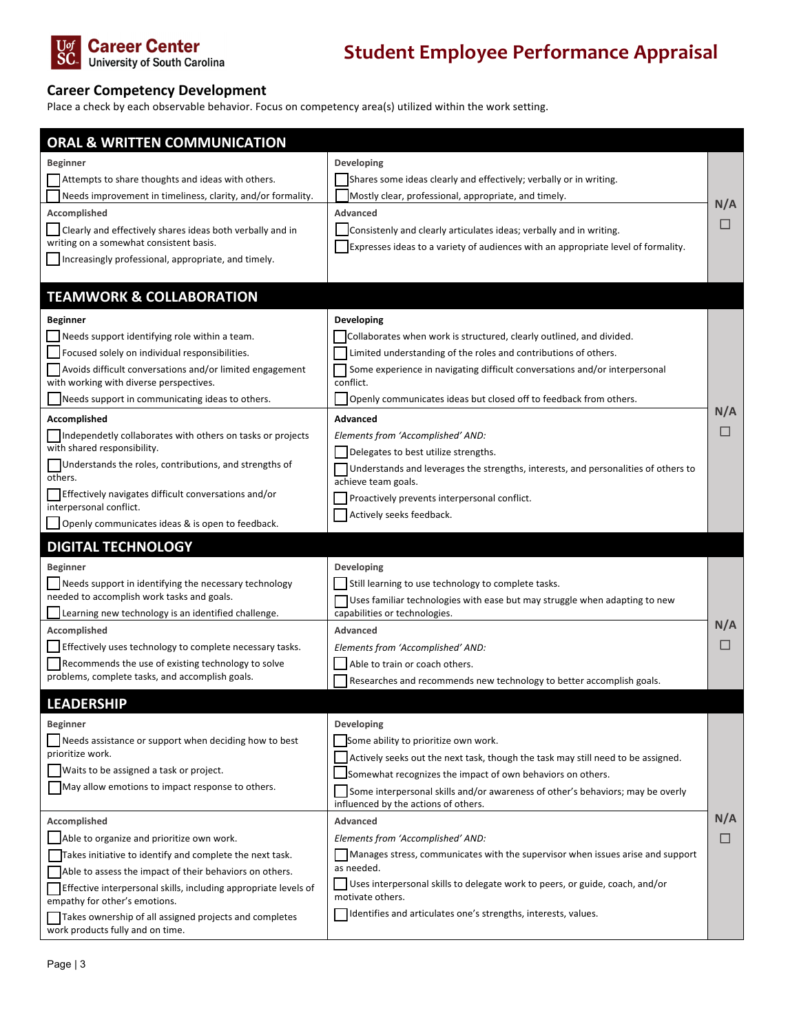# Student Employee Performance Appraisal

## Career Competency Development

Place a check by each observable behavior. Focus on competency area(s) utilized within the work setting.

### ORAL & WRITTEN COMMUNICATION

| Beginner | Developing | N/A |
|---|---|---|
| ☐ Attempts to share thoughts and ideas with others.<br>☐ Needs improvement in timeliness, clarity, and/or formality. | ☐ Shares some ideas clearly and effectively; verbally or in writing.<br>☐ Mostly clear, professional, appropriate, and timely. | ☐ |
| **Accomplished** | **Advanced** | |
| ☐ Clearly and effectively shares ideas both verbally and in writing on a somewhat consistent basis.<br>☐ Increasingly professional, appropriate, and timely. | ☐ Consistently and clearly articulates ideas; verbally and in writing.<br>☐ Expresses ideas to a variety of audiences with an appropriate level of formality. | |

### TEAMWORK & COLLABORATION

| Beginner | Developing | N/A |
|---|---|---|
| ☐ Needs support identifying role within a team.<br>☐ Focused solely on individual responsibilities.<br>☐ Avoids difficult conversations and/or limited engagement with working with diverse perspectives.<br>☐ Needs support in communicating ideas to others. | ☐ Collaborates when work is structured, clearly outlined, and divided.<br>☐ Limited understanding of the roles and contributions of others.<br>☐ Some experience in navigating difficult conversations and/or interpersonal conflict.<br>☐ Openly communicates ideas but closed off to feedback from others. | ☐ |
| **Accomplished** | **Advanced** | |
| ☐ Independetly collaborates with others on tasks or projects with shared responsibility.<br>☐ Understands the roles, contributions, and strengths of others.<br>☐ Effectively navigates difficult conversations and/or interpersonal conflict.<br>☐ Openly communicates ideas & is open to feedback. | *Elements from 'Accomplished' AND:*<br>☐ Delegates to best utilize strengths.<br>☐ Understands and leverages the strengths, interests, and personalities of others to achieve team goals.<br>☐ Proactively prevents interpersonal conflict.<br>☐ Actively seeks feedback. | |

### DIGITAL TECHNOLOGY

| Beginner | Developing | N/A |
|---|---|---|
| ☐ Needs support in identifying the necessary technology needed to accomplish work tasks and goals.<br>☐ Learning new technology is an identified challenge. | ☐ Still learning to use technology to complete tasks.<br>☐ Uses familiar technologies with ease but may struggle when adapting to new capabilities or technologies. | ☐ |
| **Accomplished** | **Advanced** | |
| ☐ Effectively uses technology to complete necessary tasks.<br>☐ Recommends the use of existing technology to solve problems, complete tasks, and accomplish goals. | *Elements from 'Accomplished' AND:*<br>☐ Able to train or coach others.<br>☐ Researches and recommends new technology to better accomplish goals. | |

### LEADERSHIP

| Beginner | Developing | N/A |
|---|---|---|
| ☐ Needs assistance or support when deciding how to best prioritize work.<br>☐ Waits to be assigned a task or project.<br>☐ May allow emotions to impact response to others. | ☐ Some ability to prioritize own work.<br>☐ Actively seeks out the next task, though the task may still need to be assigned.<br>☐ Somewhat recognizes the impact of own behaviors on others.<br>☐ Some interpersonal skills and/or awareness of other's behaviors; may be overly influenced by the actions of others. | ☐ |
| **Accomplished** | **Advanced** | |
| ☐ Able to organize and prioritize own work.<br>☐ Takes initiative to identify and complete the next task.<br>☐ Able to assess the impact of their behaviors on others.<br>☐ Effective interpersonal skills, including appropriate levels of empathy for other's emotions.<br>☐ Takes ownership of all assigned projects and completes work products fully and on time. | *Elements from 'Accomplished' AND:*<br>☐ Manages stress, communicates with the supervisor when issues arise and support as needed.<br>☐ Uses interpersonal skills to delegate work to peers, or guide, coach, and/or motivate others.<br>☐ Identifies and articulates one's strengths, interests, values. | |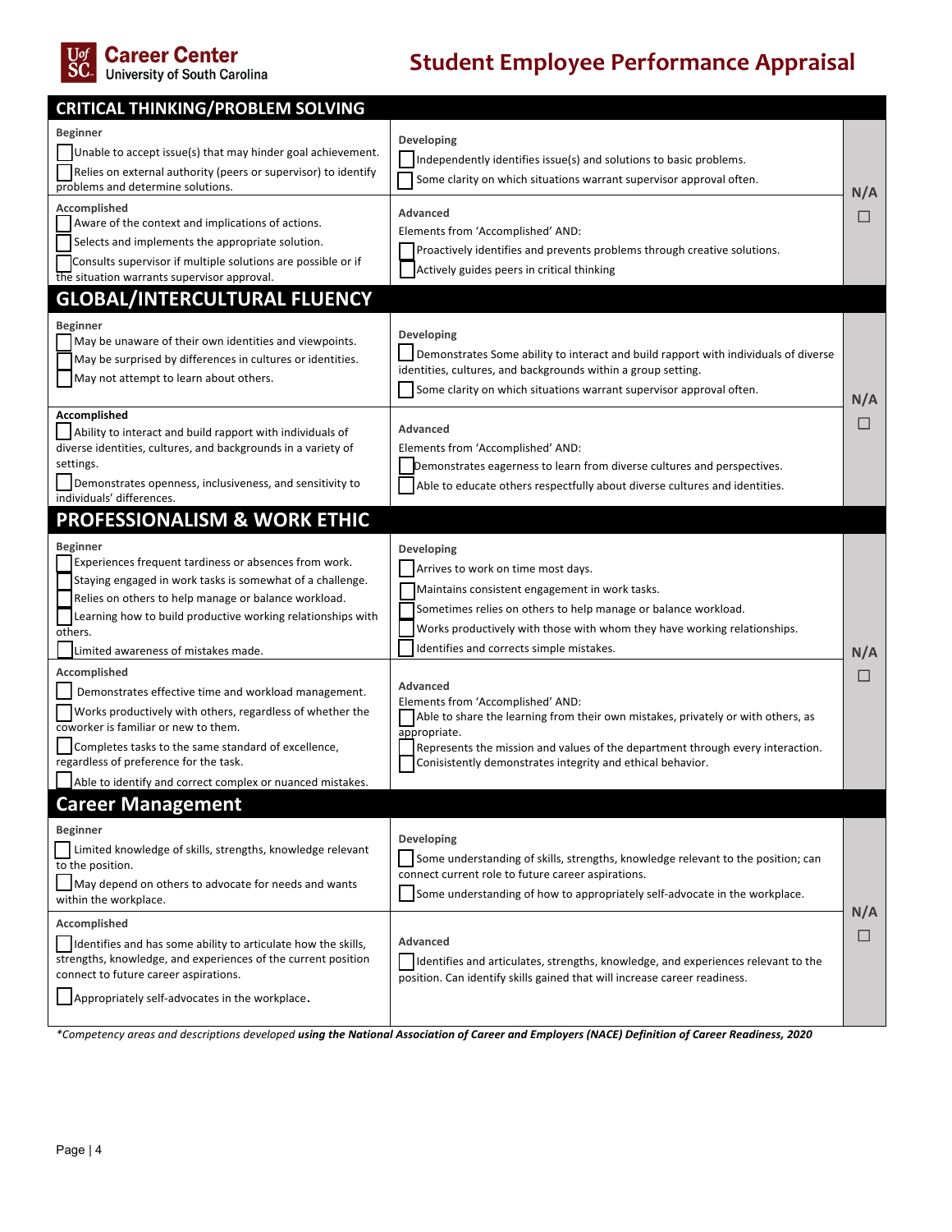Career Center
University of South Carolina

# Student Employee Performance Appraisal

## CRITICAL THINKING/PROBLEM SOLVING

| | | |
|---|---|---|
| **Beginner**<br>☐ Unable to accept issue(s) that may hinder goal achievement.<br>☐ Relies on external authority (peers or supervisor) to identify problems and determine solutions. | **Developing**<br>☐ Independently identifies issue(s) and solutions to basic problems.<br>☐ Some clarity on which situations warrant supervisor approval often. | **N/A**<br>☐ |
| **Accomplished**<br>☐ Aware of the context and implications of actions.<br>☐ Selects and implements the appropriate solution.<br>☐ Consults supervisor if multiple solutions are possible or if the situation warrants supervisor approval. | **Advanced**<br>Elements from 'Accomplished' AND:<br>☐ Proactively identifies and prevents problems through creative solutions.<br>☐ Actively guides peers in critical thinking | |

## GLOBAL/INTERCULTURAL FLUENCY

| | | |
|---|---|---|
| **Beginner**<br>☐ May be unaware of their own identities and viewpoints.<br>☐ May be surprised by differences in cultures or identities.<br>☐ May not attempt to learn about others. | **Developing**<br>☐ Demonstrates Some ability to interact and build rapport with individuals of diverse identities, cultures, and backgrounds within a group setting.<br>☐ Some clarity on which situations warrant supervisor approval often. | **N/A**<br>☐ |
| **Accomplished**<br>☐ Ability to interact and build rapport with individuals of diverse identities, cultures, and backgrounds in a variety of settings.<br>☐ Demonstrates openness, inclusiveness, and sensitivity to individuals' differences. | **Advanced**<br>Elements from 'Accomplished' AND:<br>☐ Demonstrates eagerness to learn from diverse cultures and perspectives.<br>☐ Able to educate others respectfully about diverse cultures and identities. | |

## PROFESSIONALISM & WORK ETHIC

| | | |
|---|---|---|
| **Beginner**<br>☐ Experiences frequent tardiness or absences from work.<br>☐ Staying engaged in work tasks is somewhat of a challenge.<br>☐ Relies on others to help manage or balance workload.<br>☐ Learning how to build productive working relationships with others.<br>☐ Limited awareness of mistakes made. | **Developing**<br>☐ Arrives to work on time most days.<br>☐ Maintains consistent engagement in work tasks.<br>☐ Sometimes relies on others to help manage or balance workload.<br>☐ Works productively with those with whom they have working relationships.<br>☐ Identifies and corrects simple mistakes. | **N/A**<br>☐ |
| **Accomplished**<br>☐ Demonstrates effective time and workload management.<br>☐ Works productively with others, regardless of whether the coworker is familiar or new to them.<br>☐ Completes tasks to the same standard of excellence, regardless of preference for the task.<br>☐ Able to identify and correct complex or nuanced mistakes. | **Advanced**<br>Elements from 'Accomplished' AND:<br>☐ Able to share the learning from their own mistakes, privately or with others, as appropriate.<br>☐ Represents the mission and values of the department through every interaction.<br>☐ Conisistently demonstrates integrity and ethical behavior. | |

## Career Management

| | | |
|---|---|---|
| **Beginner**<br>☐ Limited knowledge of skills, strengths, knowledge relevant to the position.<br>☐ May depend on others to advocate for needs and wants within the workplace. | **Developing**<br>☐ Some understanding of skills, strengths, knowledge relevant to the position; can connect current role to future career aspirations.<br>☐ Some understanding of how to appropriately self-advocate in the workplace. | **N/A**<br>☐ |
| **Accomplished**<br>☐ Identifies and has some ability to articulate how the skills, strengths, knowledge, and experiences of the current position connect to future career aspirations.<br>☐ Appropriately self-advocates in the workplace. | **Advanced**<br>☐ Identifies and articulates, strengths, knowledge, and experiences relevant to the position. Can identify skills gained that will increase career readiness. | |

*\*Competency areas and descriptions developed* ***using the National Association of Career and Employers (NACE) Definition of Career Readiness, 2020***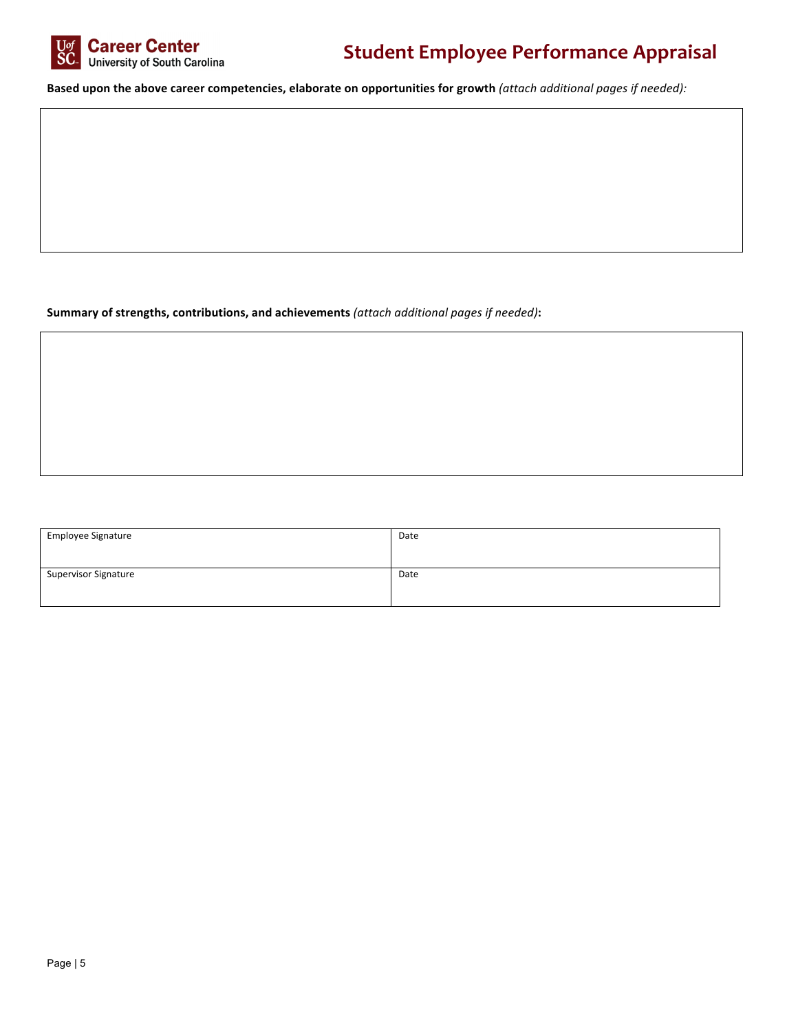**Based upon the above career competencies, elaborate on opportunities for growth** *(attach additional pages if needed):*

**Summary of strengths, contributions, and achievements** *(attach additional pages if needed)***:**

| | |
|---|---|
| Employee Signature | Date |
| Supervisor Signature | Date |